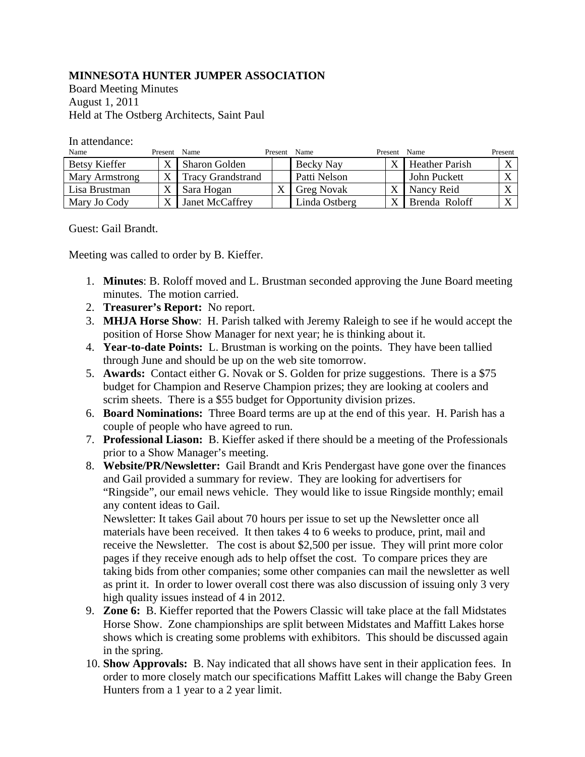**MINNESOTA HUNTER JUMPER ASSOCIATION**

Board Meeting Minutes

August 1, 2011

Held at The Ostberg Architects, Saint Paul

In attendance:

| Name | Present | Name | Present | Name | Present | Name | Present |
|---|---|---|---|---|---|---|---|
| Betsy Kieffer | X | Sharon Golden | | Becky Nay | X | Heather Parish | X |
| Mary Armstrong | X | Tracy Grandstrand | | Patti Nelson | | John Puckett | X |
| Lisa Brustman | X | Sara Hogan | X | Greg Novak | X | Nancy Reid | X |
| Mary Jo Cody | X | Janet McCaffrey | | Linda Ostberg | X | Brenda Roloff | X |

Guest: Gail Brandt.

Meeting was called to order by B. Kieffer.

1. **Minutes**: B. Roloff moved and L. Brustman seconded approving the June Board meeting minutes. The motion carried.
2. **Treasurer's Report:** No report.
3. **MHJA Horse Show**: H. Parish talked with Jeremy Raleigh to see if he would accept the position of Horse Show Manager for next year; he is thinking about it.
4. **Year-to-date Points:** L. Brustman is working on the points. They have been tallied through June and should be up on the web site tomorrow.
5. **Awards:** Contact either G. Novak or S. Golden for prize suggestions. There is a $75 budget for Champion and Reserve Champion prizes; they are looking at coolers and scrim sheets. There is a $55 budget for Opportunity division prizes.
6. **Board Nominations:** Three Board terms are up at the end of this year. H. Parish has a couple of people who have agreed to run.
7. **Professional Liason:** B. Kieffer asked if there should be a meeting of the Professionals prior to a Show Manager's meeting.
8. **Website/PR/Newsletter:** Gail Brandt and Kris Pendergast have gone over the finances and Gail provided a summary for review. They are looking for advertisers for "Ringside", our email news vehicle. They would like to issue Ringside monthly; email any content ideas to Gail.

   Newsletter: It takes Gail about 70 hours per issue to set up the Newsletter once all materials have been received. It then takes 4 to 6 weeks to produce, print, mail and receive the Newsletter. The cost is about $2,500 per issue. They will print more color pages if they receive enough ads to help offset the cost. To compare prices they are taking bids from other companies; some other companies can mail the newsletter as well as print it. In order to lower overall cost there was also discussion of issuing only 3 very high quality issues instead of 4 in 2012.
9. **Zone 6:** B. Kieffer reported that the Powers Classic will take place at the fall Midstates Horse Show. Zone championships are split between Midstates and Maffitt Lakes horse shows which is creating some problems with exhibitors. This should be discussed again in the spring.
10. **Show Approvals:** B. Nay indicated that all shows have sent in their application fees. In order to more closely match our specifications Maffitt Lakes will change the Baby Green Hunters from a 1 year to a 2 year limit.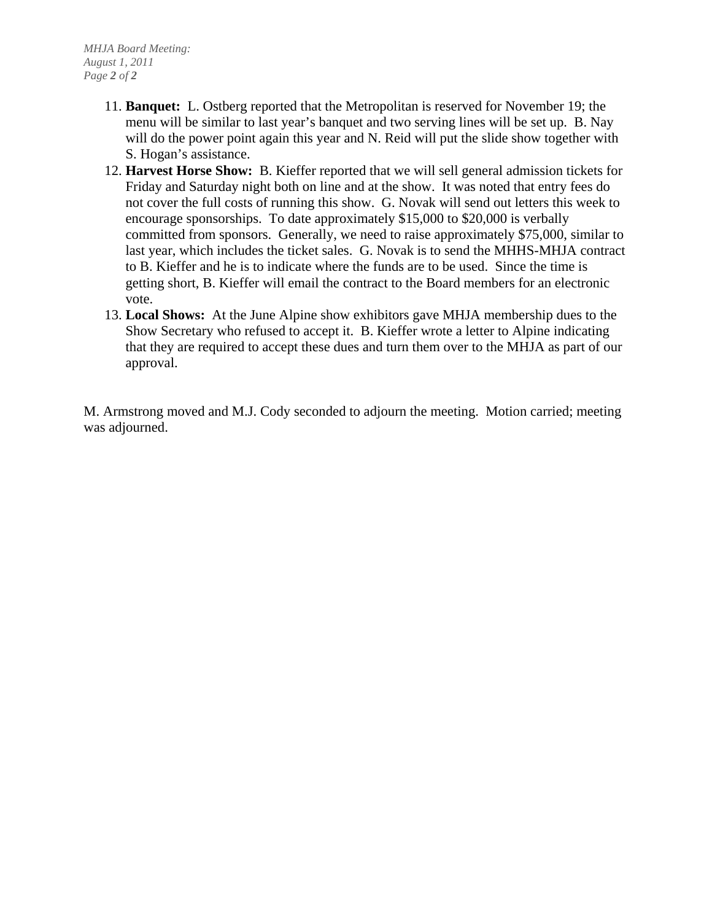11. **Banquet:** L. Ostberg reported that the Metropolitan is reserved for November 19; the menu will be similar to last year's banquet and two serving lines will be set up. B. Nay will do the power point again this year and N. Reid will put the slide show together with S. Hogan's assistance.
12. **Harvest Horse Show:** B. Kieffer reported that we will sell general admission tickets for Friday and Saturday night both on line and at the show. It was noted that entry fees do not cover the full costs of running this show. G. Novak will send out letters this week to encourage sponsorships. To date approximately $15,000 to $20,000 is verbally committed from sponsors. Generally, we need to raise approximately $75,000, similar to last year, which includes the ticket sales. G. Novak is to send the MHHS-MHJA contract to B. Kieffer and he is to indicate where the funds are to be used. Since the time is getting short, B. Kieffer will email the contract to the Board members for an electronic vote.
13. **Local Shows:** At the June Alpine show exhibitors gave MHJA membership dues to the Show Secretary who refused to accept it. B. Kieffer wrote a letter to Alpine indicating that they are required to accept these dues and turn them over to the MHJA as part of our approval.

M. Armstrong moved and M.J. Cody seconded to adjourn the meeting. Motion carried; meeting was adjourned.